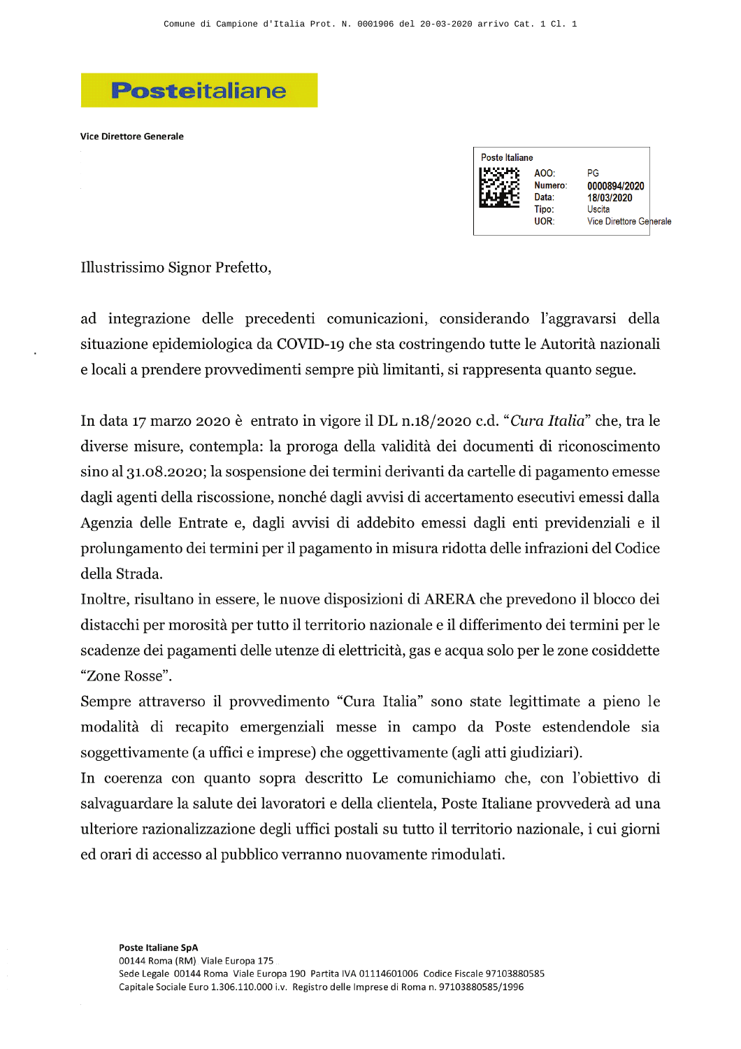Comune di Campione d'Italia Prot. N. 0001906 del 20-03-2020 arrivo Cat. 1 Cl. 1

**Posteitaliane**

**Vice Direttore Generale**

| Poste Italiane | |
|---|---|
| AOO: | PG |
| Numero: | **0000894/2020** |
| Data: | **18/03/2020** |
| Tipo: | Uscita |
| UOR: | Vice Direttore Generale |

Illustrissimo Signor Prefetto,

ad integrazione delle precedenti comunicazioni, considerando l'aggravarsi della situazione epidemiologica da COVID-19 che sta costringendo tutte le Autorità nazionali e locali a prendere provvedimenti sempre più limitanti, si rappresenta quanto segue.

In data 17 marzo 2020 è entrato in vigore il DL n.18/2020 c.d. "*Cura Italia*" che, tra le diverse misure, contempla: la proroga della validità dei documenti di riconoscimento sino al 31.08.2020; la sospensione dei termini derivanti da cartelle di pagamento emesse dagli agenti della riscossione, nonché dagli avvisi di accertamento esecutivi emessi dalla Agenzia delle Entrate e, dagli avvisi di addebito emessi dagli enti previdenziali e il prolungamento dei termini per il pagamento in misura ridotta delle infrazioni del Codice della Strada.

Inoltre, risultano in essere, le nuove disposizioni di ARERA che prevedono il blocco dei distacchi per morosità per tutto il territorio nazionale e il differimento dei termini per le scadenze dei pagamenti delle utenze di elettricità, gas e acqua solo per le zone cosiddette "Zone Rosse".

Sempre attraverso il provvedimento "Cura Italia" sono state legittimate a pieno le modalità di recapito emergenziali messe in campo da Poste estendendole sia soggettivamente (a uffici e imprese) che oggettivamente (agli atti giudiziari).

In coerenza con quanto sopra descritto Le comunichiamo che, con l'obiettivo di salvaguardare la salute dei lavoratori e della clientela, Poste Italiane provvederà ad una ulteriore razionalizzazione degli uffici postali su tutto il territorio nazionale, i cui giorni ed orari di accesso al pubblico verranno nuovamente rimodulati.

**Poste Italiane SpA**
00144 Roma (RM) Viale Europa 175
Sede Legale 00144 Roma Viale Europa 190 Partita IVA 01114601006 Codice Fiscale 97103880585
Capitale Sociale Euro 1.306.110.000 i.v. Registro delle Imprese di Roma n. 97103880585/1996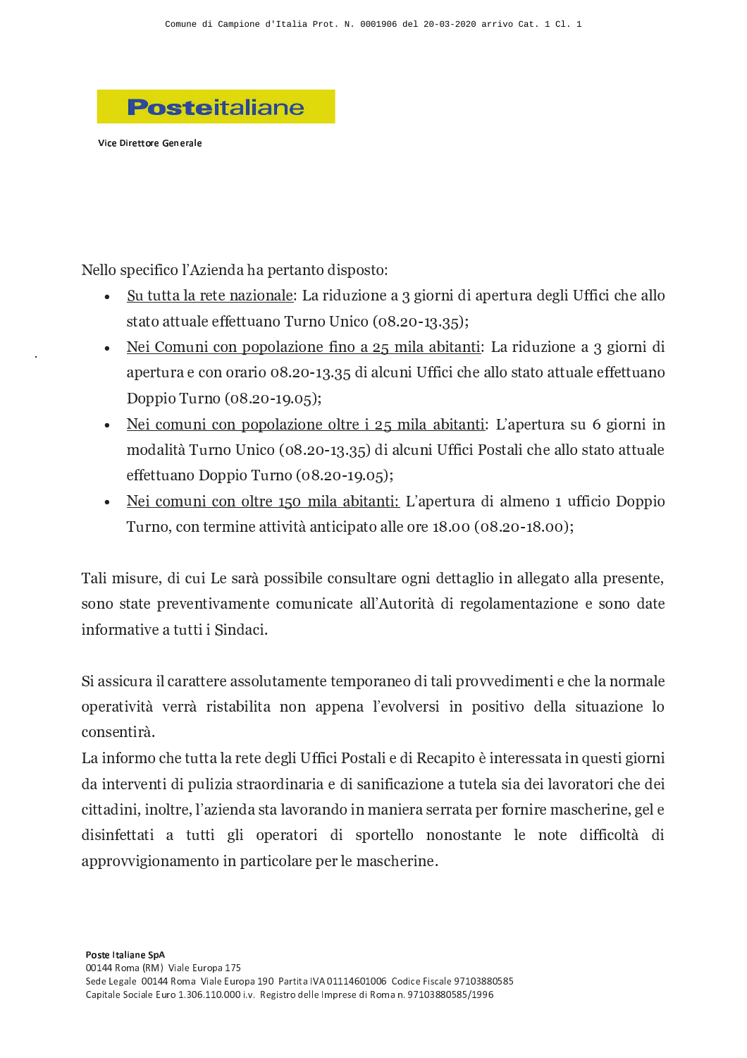Vice Direttore Generale

Nello specifico l'Azienda ha pertanto disposto:

- Su tutta la rete nazionale: La riduzione a 3 giorni di apertura degli Uffici che allo stato attuale effettuano Turno Unico (08.20-13.35);
- Nei Comuni con popolazione fino a 25 mila abitanti: La riduzione a 3 giorni di apertura e con orario 08.20-13.35 di alcuni Uffici che allo stato attuale effettuano Doppio Turno (08.20-19.05);
- Nei comuni con popolazione oltre i 25 mila abitanti: L'apertura su 6 giorni in modalità Turno Unico (08.20-13.35) di alcuni Uffici Postali che allo stato attuale effettuano Doppio Turno (08.20-19.05);
- Nei comuni con oltre 150 mila abitanti: L'apertura di almeno 1 ufficio Doppio Turno, con termine attività anticipato alle ore 18.00 (08.20-18.00);

Tali misure, di cui Le sarà possibile consultare ogni dettaglio in allegato alla presente, sono state preventivamente comunicate all'Autorità di regolamentazione e sono date informative a tutti i Sindaci.

Si assicura il carattere assolutamente temporaneo di tali provvedimenti e che la normale operatività verrà ristabilita non appena l'evolversi in positivo della situazione lo consentirà.
La informo che tutta la rete degli Uffici Postali e di Recapito è interessata in questi giorni da interventi di pulizia straordinaria e di sanificazione a tutela sia dei lavoratori che dei cittadini, inoltre, l'azienda sta lavorando in maniera serrata per fornire mascherine, gel e disinfettati a tutti gli operatori di sportello nonostante le note difficoltà di approvvigionamento in particolare per le mascherine.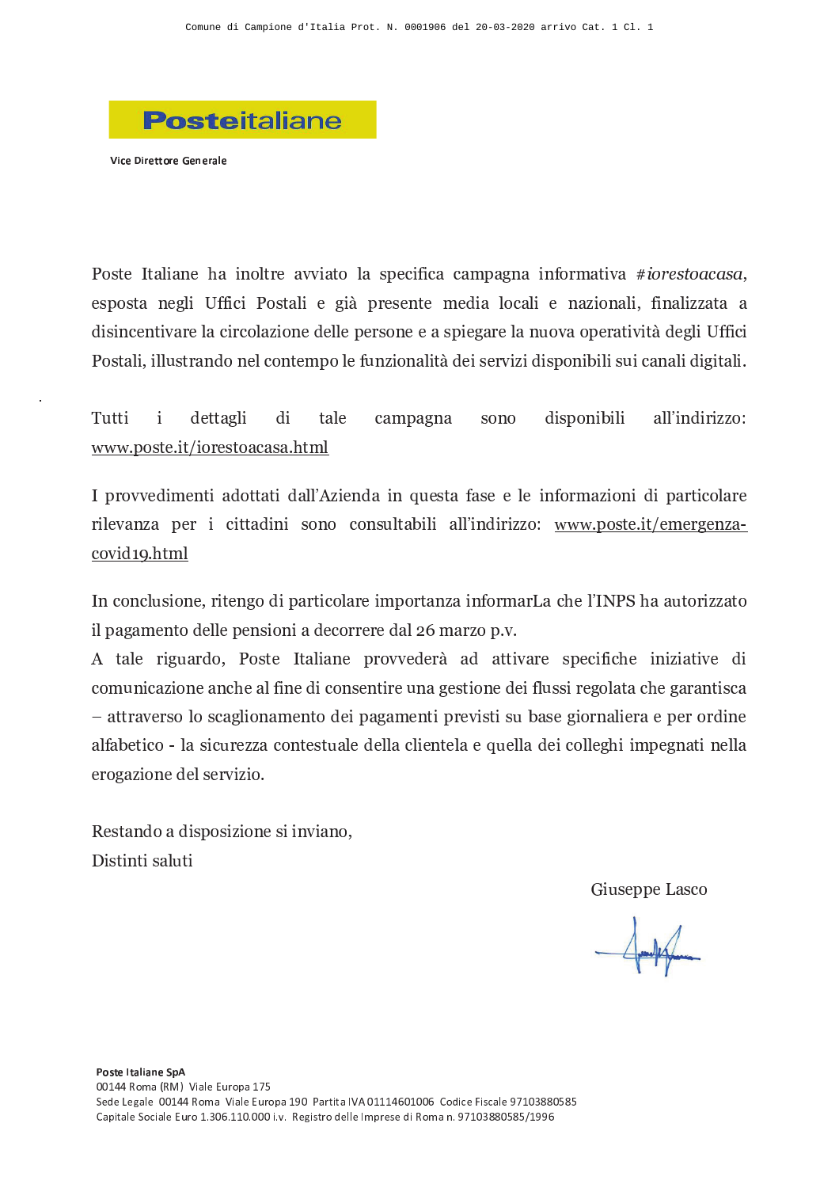Comune di Campione d'Italia Prot. N. 0001906 del 20-03-2020 arrivo Cat. 1 Cl. 1

**Posteitaliane**

Vice Direttore Generale

Poste Italiane ha inoltre avviato la specifica campagna informativa *#iorestoacasa*, esposta negli Uffici Postali e già presente media locali e nazionali, finalizzata a disincentivare la circolazione delle persone e a spiegare la nuova operatività degli Uffici Postali, illustrando nel contempo le funzionalità dei servizi disponibili sui canali digitali.

Tutti i dettagli di tale campagna sono disponibili all'indirizzo: www.poste.it/iorestoacasa.html

I provvedimenti adottati dall'Azienda in questa fase e le informazioni di particolare rilevanza per i cittadini sono consultabili all'indirizzo: www.poste.it/emergenza-covid19.html

In conclusione, ritengo di particolare importanza informarLa che l'INPS ha autorizzato il pagamento delle pensioni a decorrere dal 26 marzo p.v.
A tale riguardo, Poste Italiane provvederà ad attivare specifiche iniziative di comunicazione anche al fine di consentire una gestione dei flussi regolata che garantisca – attraverso lo scaglionamento dei pagamenti previsti su base giornaliera e per ordine alfabetico - la sicurezza contestuale della clientela e quella dei colleghi impegnati nella erogazione del servizio.

Restando a disposizione si inviano,
Distinti saluti

Giuseppe Lasco

**Poste Italiane SpA**
00144 Roma (RM) Viale Europa 175
Sede Legale 00144 Roma Viale Europa 190 Partita IVA 01114601006 Codice Fiscale 97103880585
Capitale Sociale Euro 1.306.110.000 i.v. Registro delle Imprese di Roma n. 97103880585/1996